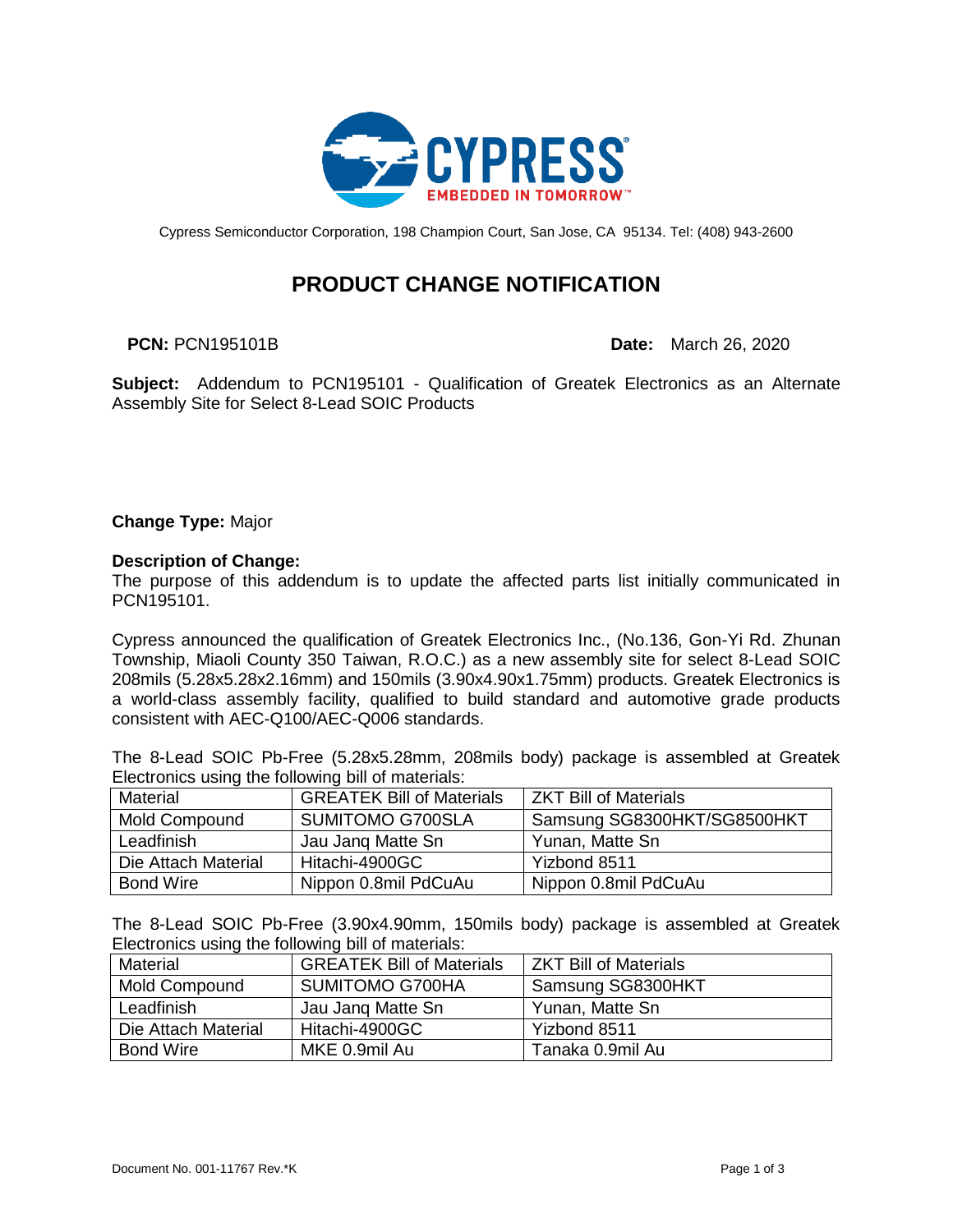Cypress Semiconductor Corporation, 198 Champion Court, San Jose, CA 95134. Tel: (408) 943-2600

# PRODUCT CHANGE NOTIFICATION

**PCN:** PCN195101B **Date:** March 26, 2020

**Subject:** Addendum to PCN195101 - Qualification of Greatek Electronics as an Alternate Assembly Site for Select 8-Lead SOIC Products

**Change Type:** Major

**Description of Change:**

The purpose of this addendum is to update the affected parts list initially communicated in PCN195101.

Cypress announced the qualification of Greatek Electronics Inc., (No.136, Gon-Yi Rd. Zhunan Township, Miaoli County 350 Taiwan, R.O.C.) as a new assembly site for select 8-Lead SOIC 208mils (5.28x5.28x2.16mm) and 150mils (3.90x4.90x1.75mm) products. Greatek Electronics is a world-class assembly facility, qualified to build standard and automotive grade products consistent with AEC-Q100/AEC-Q006 standards.

The 8-Lead SOIC Pb-Free (5.28x5.28mm, 208mils body) package is assembled at Greatek Electronics using the following bill of materials:

| Material | GREATEK Bill of Materials | ZKT Bill of Materials |
|---|---|---|
| Mold Compound | SUMITOMO G700SLA | Samsung SG8300HKT/SG8500HKT |
| Leadfinish | Jau Janq Matte Sn | Yunan, Matte Sn |
| Die Attach Material | Hitachi-4900GC | Yizbond 8511 |
| Bond Wire | Nippon 0.8mil PdCuAu | Nippon 0.8mil PdCuAu |

The 8-Lead SOIC Pb-Free (3.90x4.90mm, 150mils body) package is assembled at Greatek Electronics using the following bill of materials:

| Material | GREATEK Bill of Materials | ZKT Bill of Materials |
|---|---|---|
| Mold Compound | SUMITOMO G700HA | Samsung SG8300HKT |
| Leadfinish | Jau Janq Matte Sn | Yunan, Matte Sn |
| Die Attach Material | Hitachi-4900GC | Yizbond 8511 |
| Bond Wire | MKE 0.9mil Au | Tanaka 0.9mil Au |

Document No. 001-11767 Rev.*K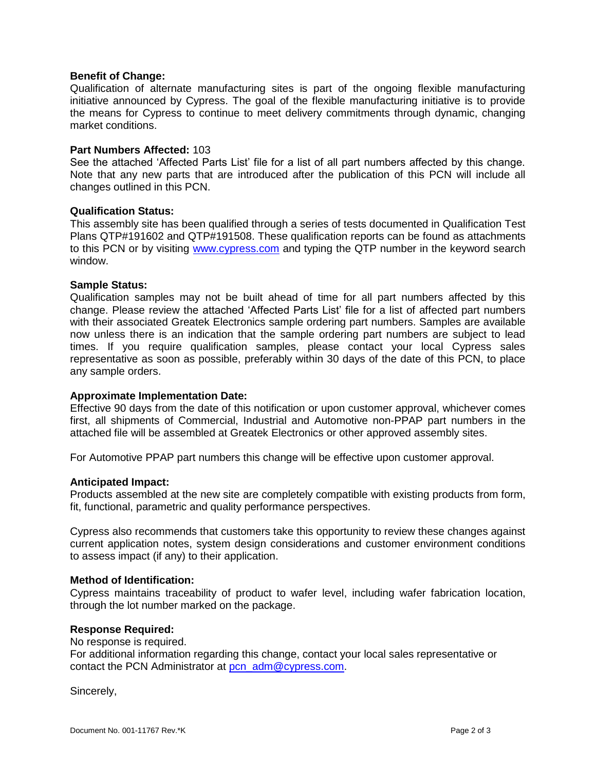**Benefit of Change:**
Qualification of alternate manufacturing sites is part of the ongoing flexible manufacturing initiative announced by Cypress. The goal of the flexible manufacturing initiative is to provide the means for Cypress to continue to meet delivery commitments through dynamic, changing market conditions.

**Part Numbers Affected:** 103
See the attached 'Affected Parts List' file for a list of all part numbers affected by this change. Note that any new parts that are introduced after the publication of this PCN will include all changes outlined in this PCN.

**Qualification Status:**
This assembly site has been qualified through a series of tests documented in Qualification Test Plans QTP#191602 and QTP#191508. These qualification reports can be found as attachments to this PCN or by visiting [www.cypress.com](www.cypress.com) and typing the QTP number in the keyword search window.

**Sample Status:**
Qualification samples may not be built ahead of time for all part numbers affected by this change. Please review the attached 'Affected Parts List' file for a list of affected part numbers with their associated Greatek Electronics sample ordering part numbers. Samples are available now unless there is an indication that the sample ordering part numbers are subject to lead times. If you require qualification samples, please contact your local Cypress sales representative as soon as possible, preferably within 30 days of the date of this PCN, to place any sample orders.

**Approximate Implementation Date:**
Effective 90 days from the date of this notification or upon customer approval, whichever comes first, all shipments of Commercial, Industrial and Automotive non-PPAP part numbers in the attached file will be assembled at Greatek Electronics or other approved assembly sites.

For Automotive PPAP part numbers this change will be effective upon customer approval.

**Anticipated Impact:**
Products assembled at the new site are completely compatible with existing products from form, fit, functional, parametric and quality performance perspectives.

Cypress also recommends that customers take this opportunity to review these changes against current application notes, system design considerations and customer environment conditions to assess impact (if any) to their application.

**Method of Identification:**
Cypress maintains traceability of product to wafer level, including wafer fabrication location, through the lot number marked on the package.

**Response Required:**
No response is required.
For additional information regarding this change, contact your local sales representative or contact the PCN Administrator at [pcn_adm@cypress.com](mailto:pcn_adm@cypress.com).

Sincerely,

Document No. 001-11767 Rev.*K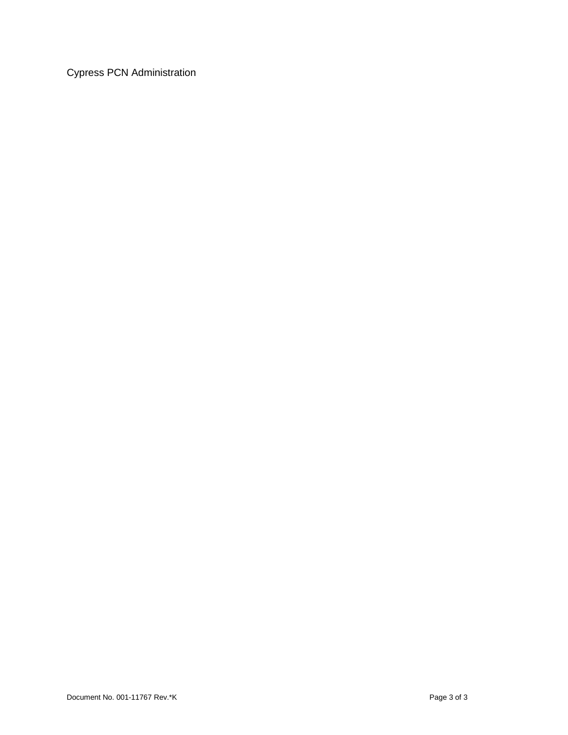Cypress PCN Administration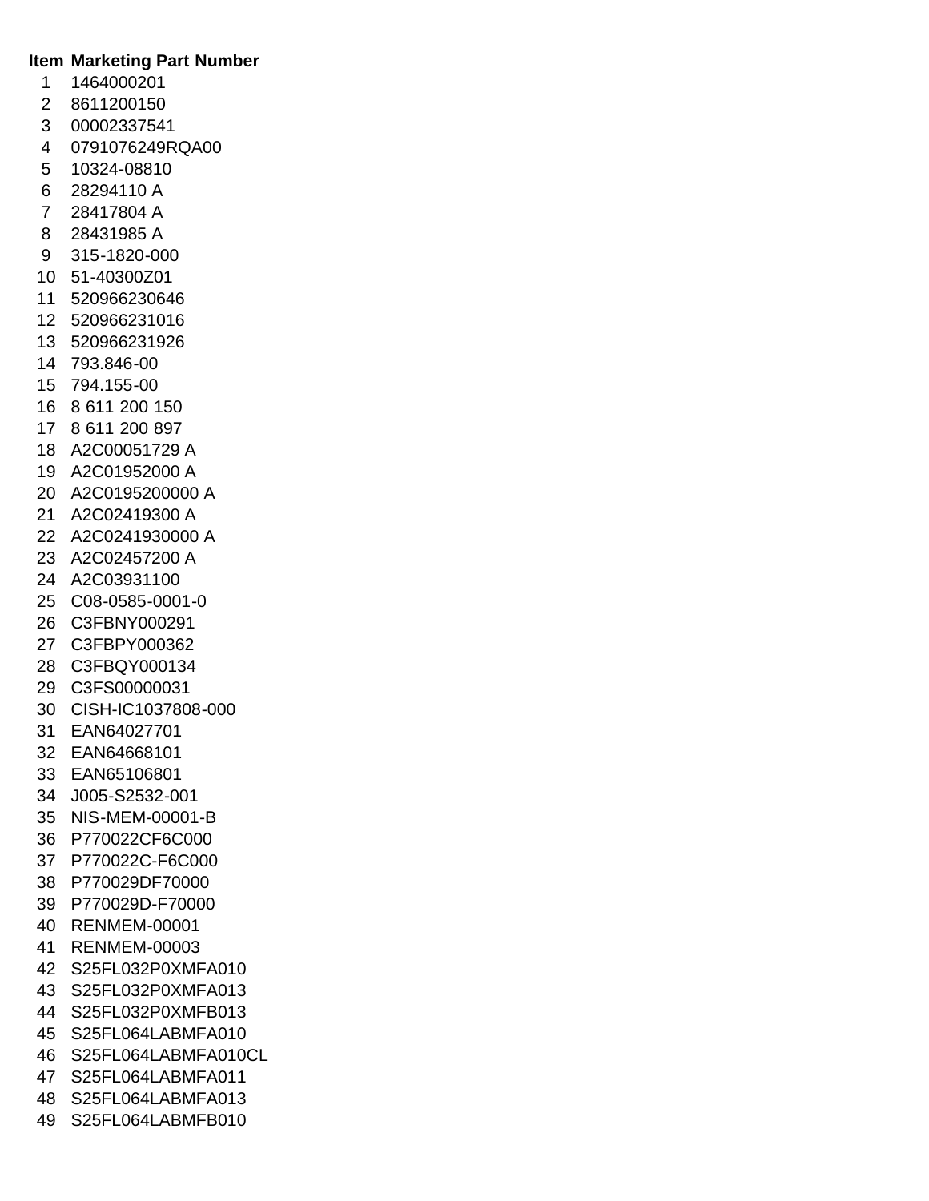| Item | Marketing Part Number |
|---|---|
| 1 | 1464000201 |
| 2 | 8611200150 |
| 3 | 00002337541 |
| 4 | 0791076249RQA00 |
| 5 | 10324-08810 |
| 6 | 28294110 A |
| 7 | 28417804 A |
| 8 | 28431985 A |
| 9 | 315-1820-000 |
| 10 | 51-40300Z01 |
| 11 | 520966230646 |
| 12 | 520966231016 |
| 13 | 520966231926 |
| 14 | 793.846-00 |
| 15 | 794.155-00 |
| 16 | 8 611 200 150 |
| 17 | 8 611 200 897 |
| 18 | A2C00051729 A |
| 19 | A2C01952000 A |
| 20 | A2C0195200000 A |
| 21 | A2C02419300 A |
| 22 | A2C0241930000 A |
| 23 | A2C02457200 A |
| 24 | A2C03931100 |
| 25 | C08-0585-0001-0 |
| 26 | C3FBNY000291 |
| 27 | C3FBPY000362 |
| 28 | C3FBQY000134 |
| 29 | C3FS00000031 |
| 30 | CISH-IC1037808-000 |
| 31 | EAN64027701 |
| 32 | EAN64668101 |
| 33 | EAN65106801 |
| 34 | J005-S2532-001 |
| 35 | NIS-MEM-00001-B |
| 36 | P770022CF6C000 |
| 37 | P770022C-F6C000 |
| 38 | P770029DF70000 |
| 39 | P770029D-F70000 |
| 40 | RENMEM-00001 |
| 41 | RENMEM-00003 |
| 42 | S25FL032P0XMFA010 |
| 43 | S25FL032P0XMFA013 |
| 44 | S25FL032P0XMFB013 |
| 45 | S25FL064LABMFA010 |
| 46 | S25FL064LABMFA010CL |
| 47 | S25FL064LABMFA011 |
| 48 | S25FL064LABMFA013 |
| 49 | S25FL064LABMFB010 |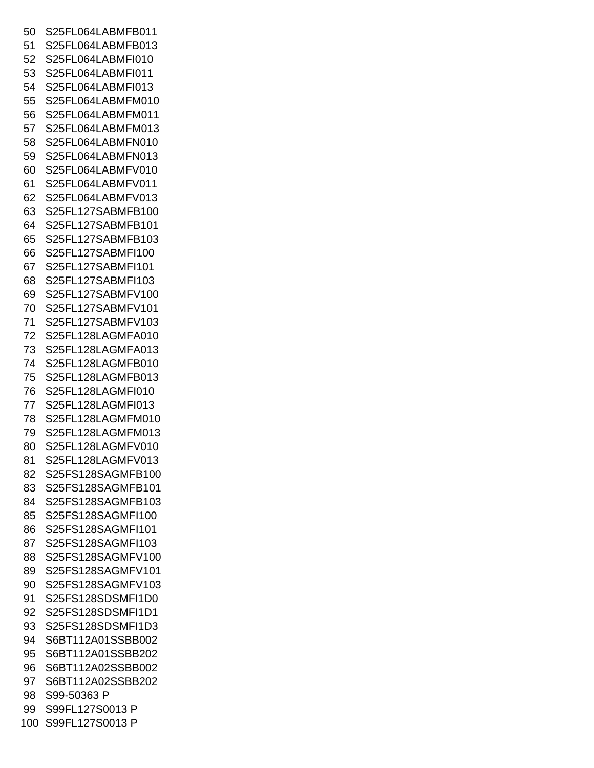50 S25FL064LABMFB011
51 S25FL064LABMFB013
52 S25FL064LABMFI010
53 S25FL064LABMFI011
54 S25FL064LABMFI013
55 S25FL064LABMFM010
56 S25FL064LABMFM011
57 S25FL064LABMFM013
58 S25FL064LABMFN010
59 S25FL064LABMFN013
60 S25FL064LABMFV010
61 S25FL064LABMFV011
62 S25FL064LABMFV013
63 S25FL127SABMFB100
64 S25FL127SABMFB101
65 S25FL127SABMFB103
66 S25FL127SABMFI100
67 S25FL127SABMFI101
68 S25FL127SABMFI103
69 S25FL127SABMFV100
70 S25FL127SABMFV101
71 S25FL127SABMFV103
72 S25FL128LAGMFA010
73 S25FL128LAGMFA013
74 S25FL128LAGMFB010
75 S25FL128LAGMFB013
76 S25FL128LAGMFI010
77 S25FL128LAGMFI013
78 S25FL128LAGMFM010
79 S25FL128LAGMFM013
80 S25FL128LAGMFV010
81 S25FL128LAGMFV013
82 S25FS128SAGMFB100
83 S25FS128SAGMFB101
84 S25FS128SAGMFB103
85 S25FS128SAGMFI100
86 S25FS128SAGMFI101
87 S25FS128SAGMFI103
88 S25FS128SAGMFV100
89 S25FS128SAGMFV101
90 S25FS128SAGMFV103
91 S25FS128SDSMFI1D0
92 S25FS128SDSMFI1D1
93 S25FS128SDSMFI1D3
94 S6BT112A01SSBB002
95 S6BT112A01SSBB202
96 S6BT112A02SSBB002
97 S6BT112A02SSBB202
98 S99-50363 P
99 S99FL127S0013 P
100 S99FL127S0013 P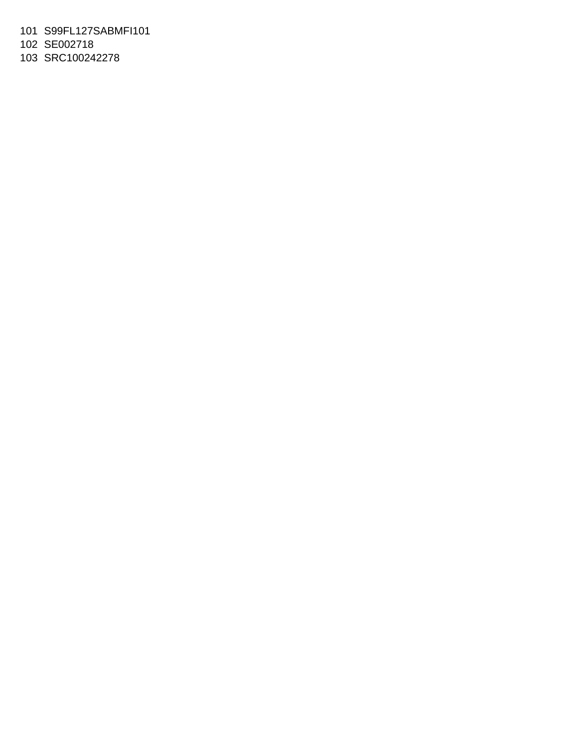101 S99FL127SABMFI101
102 SE002718
103 SRC100242278